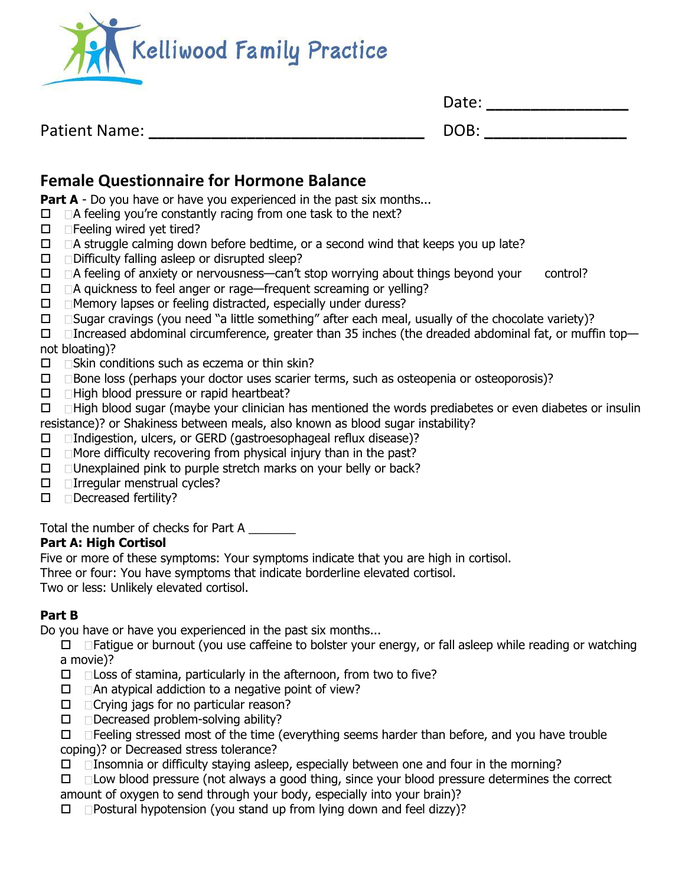Kelliwood Family Practice

Date: ________________

Patient Name: ________________________________ DOB: ________________

## Female Questionnaire for Hormone Balance

**Part A** - Do you have or have you experienced in the past six months...

- ☐ A feeling you're constantly racing from one task to the next?
- ☐ Feeling wired yet tired?
- ☐ A struggle calming down before bedtime, or a second wind that keeps you up late?
- ☐ Difficulty falling asleep or disrupted sleep?
- ☐ A feeling of anxiety or nervousness—can't stop worrying about things beyond your control?
- ☐ A quickness to feel anger or rage—frequent screaming or yelling?
- ☐ Memory lapses or feeling distracted, especially under duress?
- ☐ Sugar cravings (you need "a little something" after each meal, usually of the chocolate variety)?
- ☐ Increased abdominal circumference, greater than 35 inches (the dreaded abdominal fat, or muffin top—not bloating)?
- ☐ Skin conditions such as eczema or thin skin?
- ☐ Bone loss (perhaps your doctor uses scarier terms, such as osteopenia or osteoporosis)?
- ☐ High blood pressure or rapid heartbeat?
- ☐ High blood sugar (maybe your clinician has mentioned the words prediabetes or even diabetes or insulin resistance)? or Shakiness between meals, also known as blood sugar instability?
- ☐ Indigestion, ulcers, or GERD (gastroesophageal reflux disease)?
- ☐ More difficulty recovering from physical injury than in the past?
- ☐ Unexplained pink to purple stretch marks on your belly or back?
- ☐ Irregular menstrual cycles?
- ☐ Decreased fertility?

Total the number of checks for Part A _______

**Part A: High Cortisol**

Five or more of these symptoms: Your symptoms indicate that you are high in cortisol.
Three or four: You have symptoms that indicate borderline elevated cortisol.
Two or less: Unlikely elevated cortisol.

**Part B**

Do you have or have you experienced in the past six months...

- ☐ Fatigue or burnout (you use caffeine to bolster your energy, or fall asleep while reading or watching a movie)?
- ☐ Loss of stamina, particularly in the afternoon, from two to five?
- ☐ An atypical addiction to a negative point of view?
- ☐ Crying jags for no particular reason?
- ☐ Decreased problem-solving ability?
- ☐ Feeling stressed most of the time (everything seems harder than before, and you have trouble coping)? or Decreased stress tolerance?
- ☐ Insomnia or difficulty staying asleep, especially between one and four in the morning?
- ☐ Low blood pressure (not always a good thing, since your blood pressure determines the correct amount of oxygen to send through your body, especially into your brain)?
- ☐ Postural hypotension (you stand up from lying down and feel dizzy)?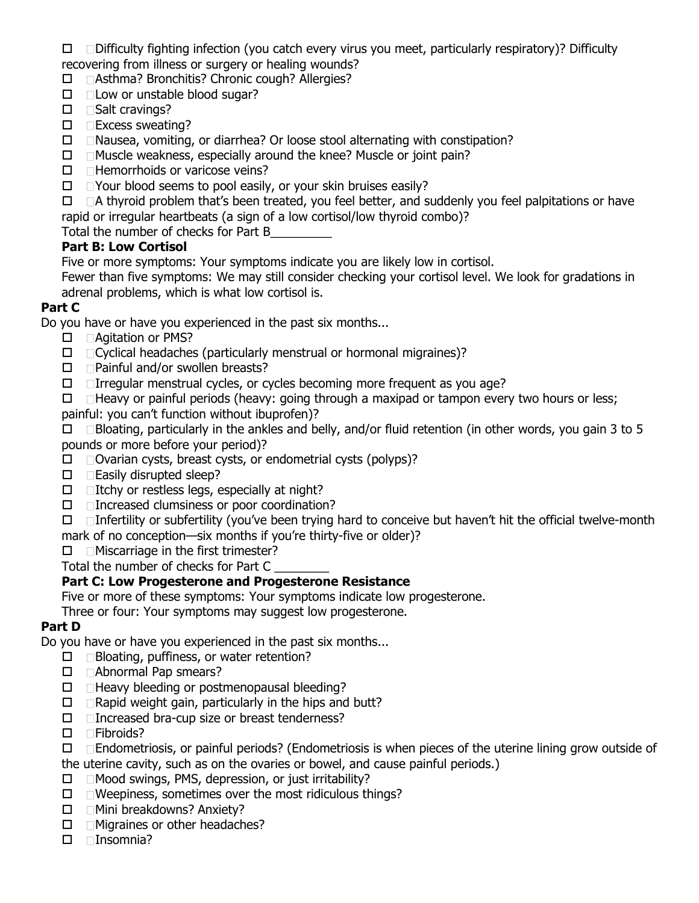- ☐ Difficulty fighting infection (you catch every virus you meet, particularly respiratory)? Difficulty recovering from illness or surgery or healing wounds?
- ☐ Asthma? Bronchitis? Chronic cough? Allergies?
- ☐ Low or unstable blood sugar?
- ☐ Salt cravings?
- ☐ Excess sweating?
- ☐ Nausea, vomiting, or diarrhea? Or loose stool alternating with constipation?
- ☐ Muscle weakness, especially around the knee? Muscle or joint pain?
- ☐ Hemorrhoids or varicose veins?
- ☐ Your blood seems to pool easily, or your skin bruises easily?
- ☐ A thyroid problem that's been treated, you feel better, and suddenly you feel palpitations or have rapid or irregular heartbeats (a sign of a low cortisol/low thyroid combo)?

Total the number of checks for Part B_________

**Part B: Low Cortisol**

Five or more symptoms: Your symptoms indicate you are likely low in cortisol.

Fewer than five symptoms: We may still consider checking your cortisol level. We look for gradations in adrenal problems, which is what low cortisol is.

## Part C

Do you have or have you experienced in the past six months...

- ☐ Agitation or PMS?
- ☐ Cyclical headaches (particularly menstrual or hormonal migraines)?
- ☐ Painful and/or swollen breasts?
- ☐ Irregular menstrual cycles, or cycles becoming more frequent as you age?
- ☐ Heavy or painful periods (heavy: going through a maxipad or tampon every two hours or less; painful: you can't function without ibuprofen)?
- ☐ Bloating, particularly in the ankles and belly, and/or fluid retention (in other words, you gain 3 to 5 pounds or more before your period)?
- ☐ Ovarian cysts, breast cysts, or endometrial cysts (polyps)?
- ☐ Easily disrupted sleep?
- ☐ Itchy or restless legs, especially at night?
- ☐ Increased clumsiness or poor coordination?
- ☐ Infertility or subfertility (you've been trying hard to conceive but haven't hit the official twelve-month mark of no conception—six months if you're thirty-five or older)?
- ☐ Miscarriage in the first trimester?

Total the number of checks for Part C ________

**Part C: Low Progesterone and Progesterone Resistance**

Five or more of these symptoms: Your symptoms indicate low progesterone.

Three or four: Your symptoms may suggest low progesterone.

## Part D

Do you have or have you experienced in the past six months...

- ☐ Bloating, puffiness, or water retention?
- ☐ Abnormal Pap smears?
- ☐ Heavy bleeding or postmenopausal bleeding?
- ☐ Rapid weight gain, particularly in the hips and butt?
- ☐ Increased bra-cup size or breast tenderness?
- ☐ Fibroids?
- ☐ Endometriosis, or painful periods? (Endometriosis is when pieces of the uterine lining grow outside of the uterine cavity, such as on the ovaries or bowel, and cause painful periods.)
- ☐ Mood swings, PMS, depression, or just irritability?
- ☐ Weepiness, sometimes over the most ridiculous things?
- ☐ Mini breakdowns? Anxiety?
- ☐ Migraines or other headaches?
- ☐ Insomnia?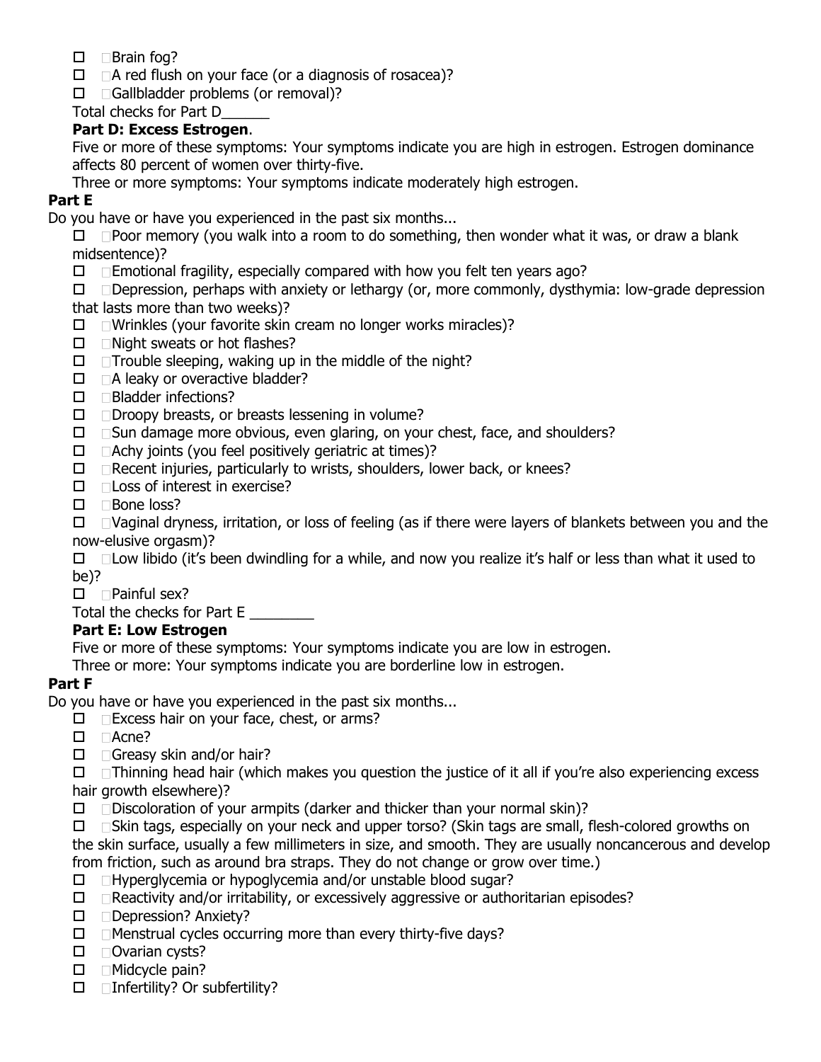- [ ] Brain fog?
- [ ] A red flush on your face (or a diagnosis of rosacea)?
- [ ] Gallbladder problems (or removal)?

Total checks for Part D______

**Part D: Excess Estrogen**.

Five or more of these symptoms: Your symptoms indicate you are high in estrogen. Estrogen dominance affects 80 percent of women over thirty-five.

Three or more symptoms: Your symptoms indicate moderately high estrogen.

**Part E**

Do you have or have you experienced in the past six months...

- [ ] Poor memory (you walk into a room to do something, then wonder what it was, or draw a blank midsentence)?
- [ ] Emotional fragility, especially compared with how you felt ten years ago?
- [ ] Depression, perhaps with anxiety or lethargy (or, more commonly, dysthymia: low-grade depression that lasts more than two weeks)?
- [ ] Wrinkles (your favorite skin cream no longer works miracles)?
- [ ] Night sweats or hot flashes?
- [ ] Trouble sleeping, waking up in the middle of the night?
- [ ] A leaky or overactive bladder?
- [ ] Bladder infections?
- [ ] Droopy breasts, or breasts lessening in volume?
- [ ] Sun damage more obvious, even glaring, on your chest, face, and shoulders?
- [ ] Achy joints (you feel positively geriatric at times)?
- [ ] Recent injuries, particularly to wrists, shoulders, lower back, or knees?
- [ ] Loss of interest in exercise?
- [ ] Bone loss?
- [ ] Vaginal dryness, irritation, or loss of feeling (as if there were layers of blankets between you and the now-elusive orgasm)?
- [ ] Low libido (it's been dwindling for a while, and now you realize it's half or less than what it used to be)?
- [ ] Painful sex?

Total the checks for Part E ________

**Part E: Low Estrogen**

Five or more of these symptoms: Your symptoms indicate you are low in estrogen.

Three or more: Your symptoms indicate you are borderline low in estrogen.

**Part F**

Do you have or have you experienced in the past six months...

- [ ] Excess hair on your face, chest, or arms?
- [ ] Acne?
- [ ] Greasy skin and/or hair?
- [ ] Thinning head hair (which makes you question the justice of it all if you're also experiencing excess hair growth elsewhere)?
- [ ] Discoloration of your armpits (darker and thicker than your normal skin)?
- [ ] Skin tags, especially on your neck and upper torso? (Skin tags are small, flesh-colored growths on the skin surface, usually a few millimeters in size, and smooth. They are usually noncancerous and develop from friction, such as around bra straps. They do not change or grow over time.)
- [ ] Hyperglycemia or hypoglycemia and/or unstable blood sugar?
- [ ] Reactivity and/or irritability, or excessively aggressive or authoritarian episodes?
- [ ] Depression? Anxiety?
- [ ] Menstrual cycles occurring more than every thirty-five days?
- [ ] Ovarian cysts?
- [ ] Midcycle pain?
- [ ] Infertility? Or subfertility?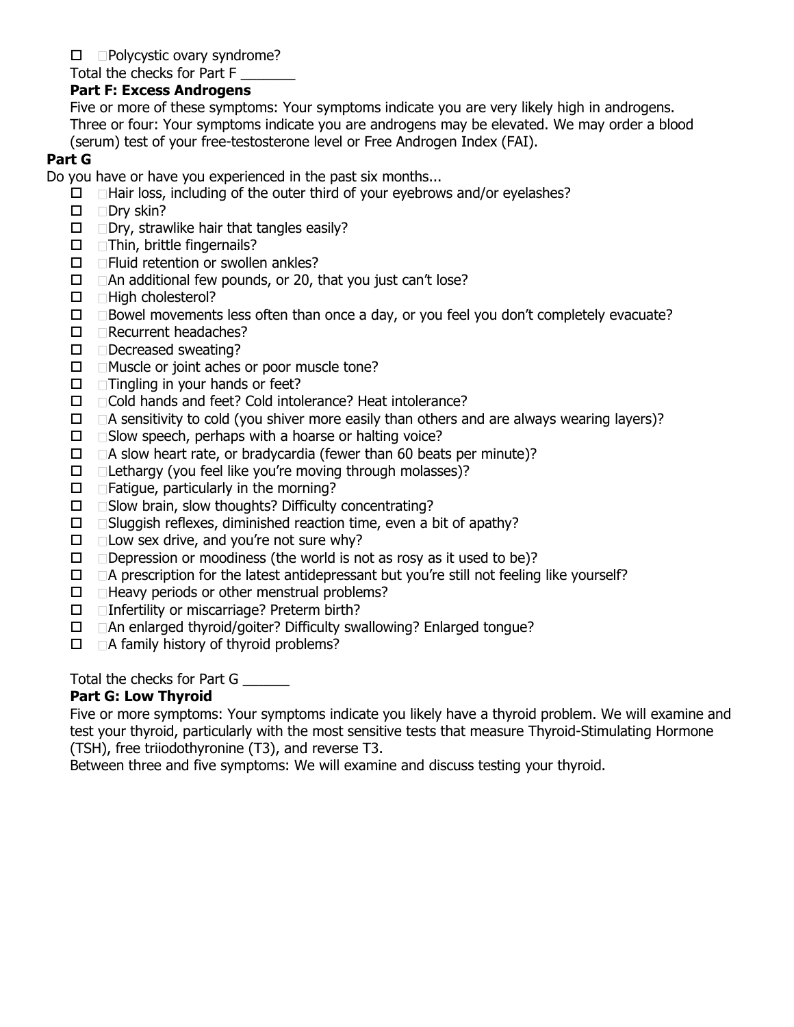- [ ] Polycystic ovary syndrome?

Total the checks for Part F _______

**Part F: Excess Androgens**

Five or more of these symptoms: Your symptoms indicate you are very likely high in androgens.
Three or four: Your symptoms indicate you are androgens may be elevated. We may order a blood (serum) test of your free-testosterone level or Free Androgen Index (FAI).

**Part G**

Do you have or have you experienced in the past six months...

- [ ] Hair loss, including of the outer third of your eyebrows and/or eyelashes?
- [ ] Dry skin?
- [ ] Dry, strawlike hair that tangles easily?
- [ ] Thin, brittle fingernails?
- [ ] Fluid retention or swollen ankles?
- [ ] An additional few pounds, or 20, that you just can't lose?
- [ ] High cholesterol?
- [ ] Bowel movements less often than once a day, or you feel you don't completely evacuate?
- [ ] Recurrent headaches?
- [ ] Decreased sweating?
- [ ] Muscle or joint aches or poor muscle tone?
- [ ] Tingling in your hands or feet?
- [ ] Cold hands and feet? Cold intolerance? Heat intolerance?
- [ ] A sensitivity to cold (you shiver more easily than others and are always wearing layers)?
- [ ] Slow speech, perhaps with a hoarse or halting voice?
- [ ] A slow heart rate, or bradycardia (fewer than 60 beats per minute)?
- [ ] Lethargy (you feel like you're moving through molasses)?
- [ ] Fatigue, particularly in the morning?
- [ ] Slow brain, slow thoughts? Difficulty concentrating?
- [ ] Sluggish reflexes, diminished reaction time, even a bit of apathy?
- [ ] Low sex drive, and you're not sure why?
- [ ] Depression or moodiness (the world is not as rosy as it used to be)?
- [ ] A prescription for the latest antidepressant but you're still not feeling like yourself?
- [ ] Heavy periods or other menstrual problems?
- [ ] Infertility or miscarriage? Preterm birth?
- [ ] An enlarged thyroid/goiter? Difficulty swallowing? Enlarged tongue?
- [ ] A family history of thyroid problems?

Total the checks for Part G ______

**Part G: Low Thyroid**

Five or more symptoms: Your symptoms indicate you likely have a thyroid problem. We will examine and test your thyroid, particularly with the most sensitive tests that measure Thyroid-Stimulating Hormone (TSH), free triiodothyronine (T3), and reverse T3.

Between three and five symptoms: We will examine and discuss testing your thyroid.